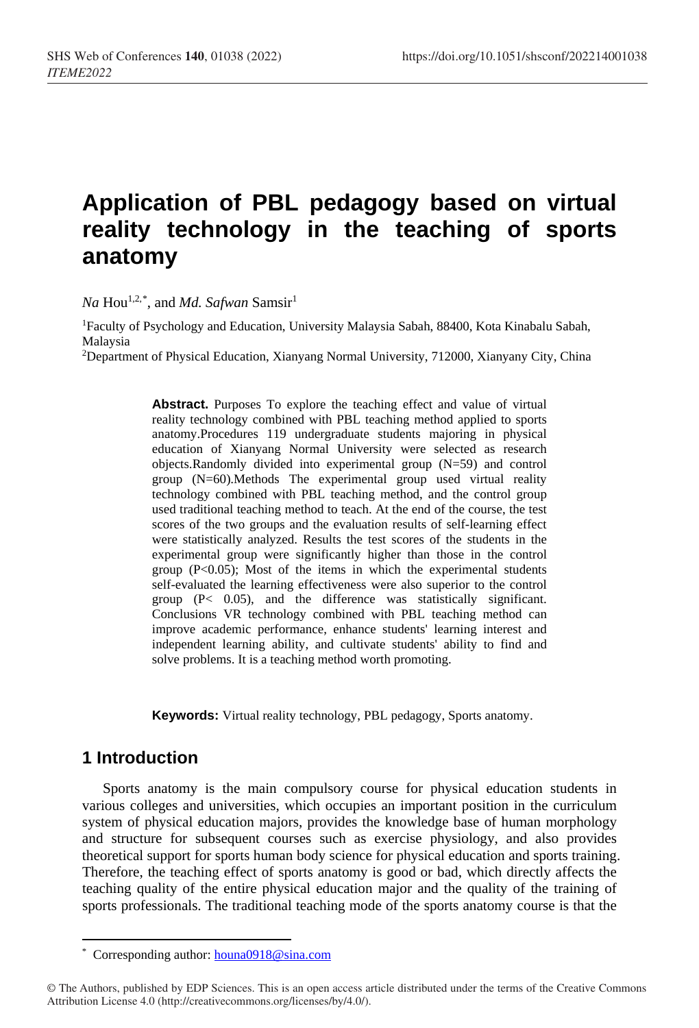# Application of PBL pedagogy based on virtual reality technology in the teaching of sports anatomy

*Na* Hou[1,2,*], and *Md. Safwan* Samsir[1]

[1]Faculty of Psychology and Education, University Malaysia Sabah, 88400, Kota Kinabalu Sabah, Malaysia

[2]Department of Physical Education, Xianyang Normal University, 712000, Xianyany City, China

**Abstract.** Purposes To explore the teaching effect and value of virtual reality technology combined with PBL teaching method applied to sports anatomy.Procedures 119 undergraduate students majoring in physical education of Xianyang Normal University were selected as research objects.Randomly divided into experimental group (N=59) and control group (N=60).Methods The experimental group used virtual reality technology combined with PBL teaching method, and the control group used traditional teaching method to teach. At the end of the course, the test scores of the two groups and the evaluation results of self-learning effect were statistically analyzed. Results the test scores of the students in the experimental group were significantly higher than those in the control group ($P<0.05$); Most of the items in which the experimental students self-evaluated the learning effectiveness were also superior to the control group ($P< 0.05$), and the difference was statistically significant. Conclusions VR technology combined with PBL teaching method can improve academic performance, enhance students' learning interest and independent learning ability, and cultivate students' ability to find and solve problems. It is a teaching method worth promoting.

**Keywords:** Virtual reality technology, PBL pedagogy, Sports anatomy.

## 1 Introduction

Sports anatomy is the main compulsory course for physical education students in various colleges and universities, which occupies an important position in the curriculum system of physical education majors, provides the knowledge base of human morphology and structure for subsequent courses such as exercise physiology, and also provides theoretical support for sports human body science for physical education and sports training. Therefore, the teaching effect of sports anatomy is good or bad, which directly affects the teaching quality of the entire physical education major and the quality of the training of sports professionals. The traditional teaching mode of the sports anatomy course is that the

[*] Corresponding author: houna0918@sina.com

© The Authors, published by EDP Sciences. This is an open access article distributed under the terms of the Creative Commons Attribution License 4.0 (http://creativecommons.org/licenses/by/4.0/).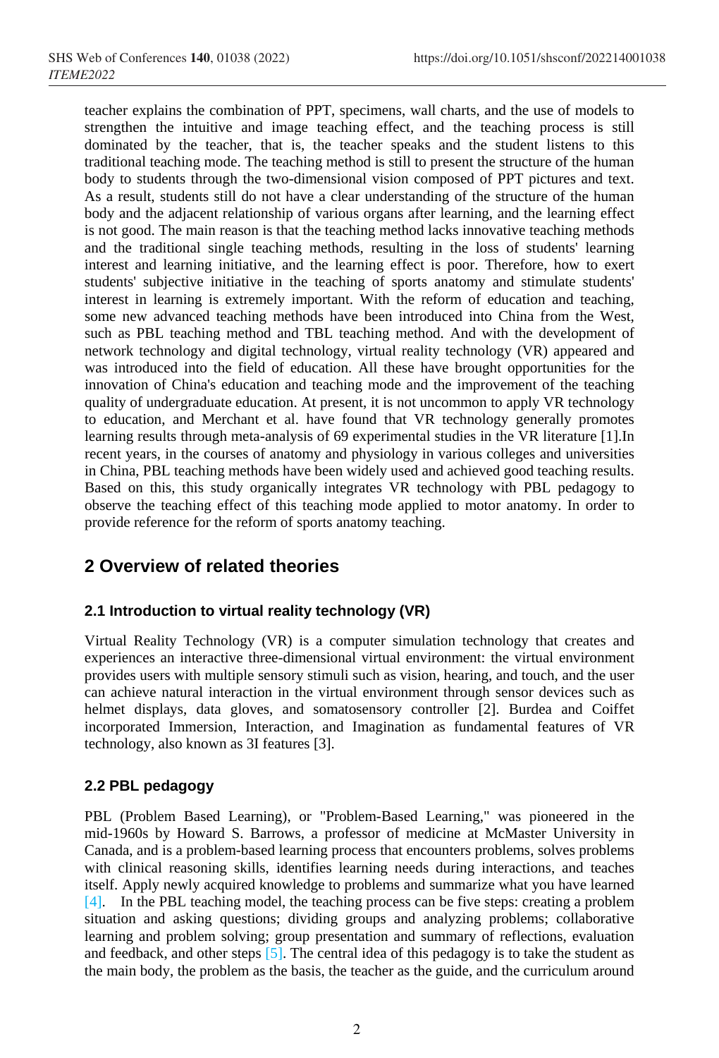teacher explains the combination of PPT, specimens, wall charts, and the use of models to strengthen the intuitive and image teaching effect, and the teaching process is still dominated by the teacher, that is, the teacher speaks and the student listens to this traditional teaching mode. The teaching method is still to present the structure of the human body to students through the two-dimensional vision composed of PPT pictures and text. As a result, students still do not have a clear understanding of the structure of the human body and the adjacent relationship of various organs after learning, and the learning effect is not good. The main reason is that the teaching method lacks innovative teaching methods and the traditional single teaching methods, resulting in the loss of students' learning interest and learning initiative, and the learning effect is poor. Therefore, how to exert students' subjective initiative in the teaching of sports anatomy and stimulate students' interest in learning is extremely important. With the reform of education and teaching, some new advanced teaching methods have been introduced into China from the West, such as PBL teaching method and TBL teaching method. And with the development of network technology and digital technology, virtual reality technology (VR) appeared and was introduced into the field of education. All these have brought opportunities for the innovation of China's education and teaching mode and the improvement of the teaching quality of undergraduate education. At present, it is not uncommon to apply VR technology to education, and Merchant et al. have found that VR technology generally promotes learning results through meta-analysis of 69 experimental studies in the VR literature [1].In recent years, in the courses of anatomy and physiology in various colleges and universities in China, PBL teaching methods have been widely used and achieved good teaching results. Based on this, this study organically integrates VR technology with PBL pedagogy to observe the teaching effect of this teaching mode applied to motor anatomy. In order to provide reference for the reform of sports anatomy teaching.

## 2 Overview of related theories

### 2.1 Introduction to virtual reality technology (VR)

Virtual Reality Technology (VR) is a computer simulation technology that creates and experiences an interactive three-dimensional virtual environment: the virtual environment provides users with multiple sensory stimuli such as vision, hearing, and touch, and the user can achieve natural interaction in the virtual environment through sensor devices such as helmet displays, data gloves, and somatosensory controller [2]. Burdea and Coiffet incorporated Immersion, Interaction, and Imagination as fundamental features of VR technology, also known as 3I features [3].

### 2.2 PBL pedagogy

PBL (Problem Based Learning), or "Problem-Based Learning," was pioneered in the mid-1960s by Howard S. Barrows, a professor of medicine at McMaster University in Canada, and is a problem-based learning process that encounters problems, solves problems with clinical reasoning skills, identifies learning needs during interactions, and teaches itself. Apply newly acquired knowledge to problems and summarize what you have learned [4]. In the PBL teaching model, the teaching process can be five steps: creating a problem situation and asking questions; dividing groups and analyzing problems; collaborative learning and problem solving; group presentation and summary of reflections, evaluation and feedback, and other steps [5]. The central idea of this pedagogy is to take the student as the main body, the problem as the basis, the teacher as the guide, and the curriculum around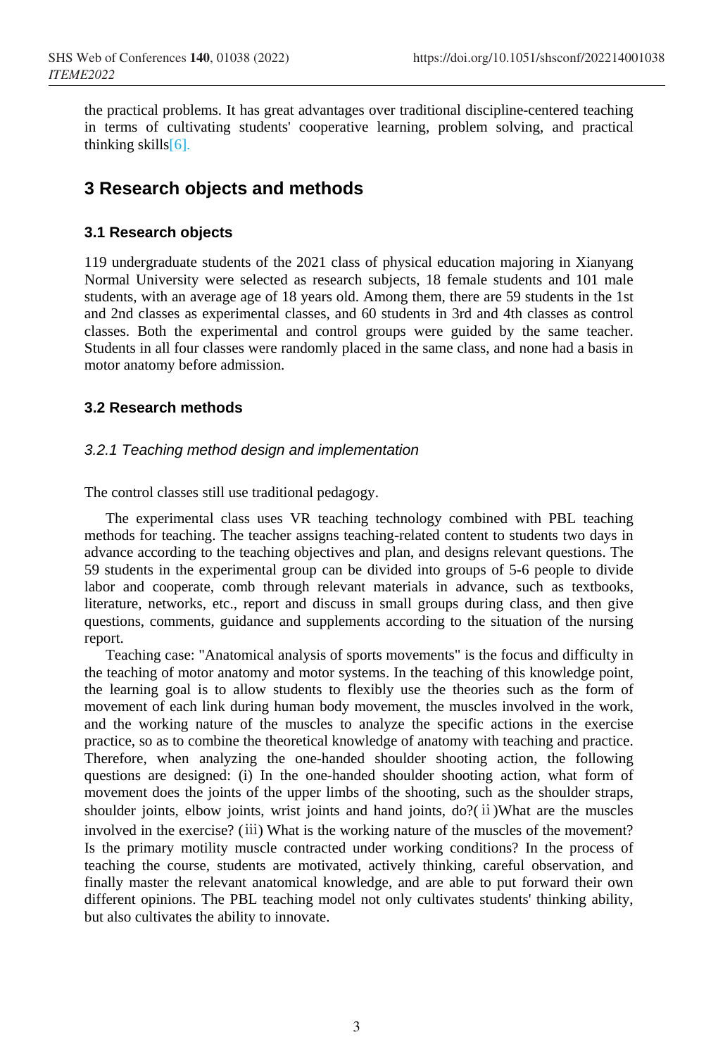the practical problems. It has great advantages over traditional discipline-centered teaching in terms of cultivating students' cooperative learning, problem solving, and practical thinking skills[6].

## 3 Research objects and methods

### 3.1 Research objects

119 undergraduate students of the 2021 class of physical education majoring in Xianyang Normal University were selected as research subjects, 18 female students and 101 male students, with an average age of 18 years old. Among them, there are 59 students in the 1st and 2nd classes as experimental classes, and 60 students in 3rd and 4th classes as control classes. Both the experimental and control groups were guided by the same teacher. Students in all four classes were randomly placed in the same class, and none had a basis in motor anatomy before admission.

### 3.2 Research methods

#### *3.2.1 Teaching method design and implementation*

The control classes still use traditional pedagogy.

The experimental class uses VR teaching technology combined with PBL teaching methods for teaching. The teacher assigns teaching-related content to students two days in advance according to the teaching objectives and plan, and designs relevant questions. The 59 students in the experimental group can be divided into groups of 5-6 people to divide labor and cooperate, comb through relevant materials in advance, such as textbooks, literature, networks, etc., report and discuss in small groups during class, and then give questions, comments, guidance and supplements according to the situation of the nursing report.

Teaching case: "Anatomical analysis of sports movements" is the focus and difficulty in the teaching of motor anatomy and motor systems. In the teaching of this knowledge point, the learning goal is to allow students to flexibly use the theories such as the form of movement of each link during human body movement, the muscles involved in the work, and the working nature of the muscles to analyze the specific actions in the exercise practice, so as to combine the theoretical knowledge of anatomy with teaching and practice. Therefore, when analyzing the one-handed shoulder shooting action, the following questions are designed: (i) In the one-handed shoulder shooting action, what form of movement does the joints of the upper limbs of the shooting, such as the shoulder straps, shoulder joints, elbow joints, wrist joints and hand joints, do?(ⅱ)What are the muscles involved in the exercise? (ⅲ) What is the working nature of the muscles of the movement? Is the primary motility muscle contracted under working conditions? In the process of teaching the course, students are motivated, actively thinking, careful observation, and finally master the relevant anatomical knowledge, and are able to put forward their own different opinions. The PBL teaching model not only cultivates students' thinking ability, but also cultivates the ability to innovate.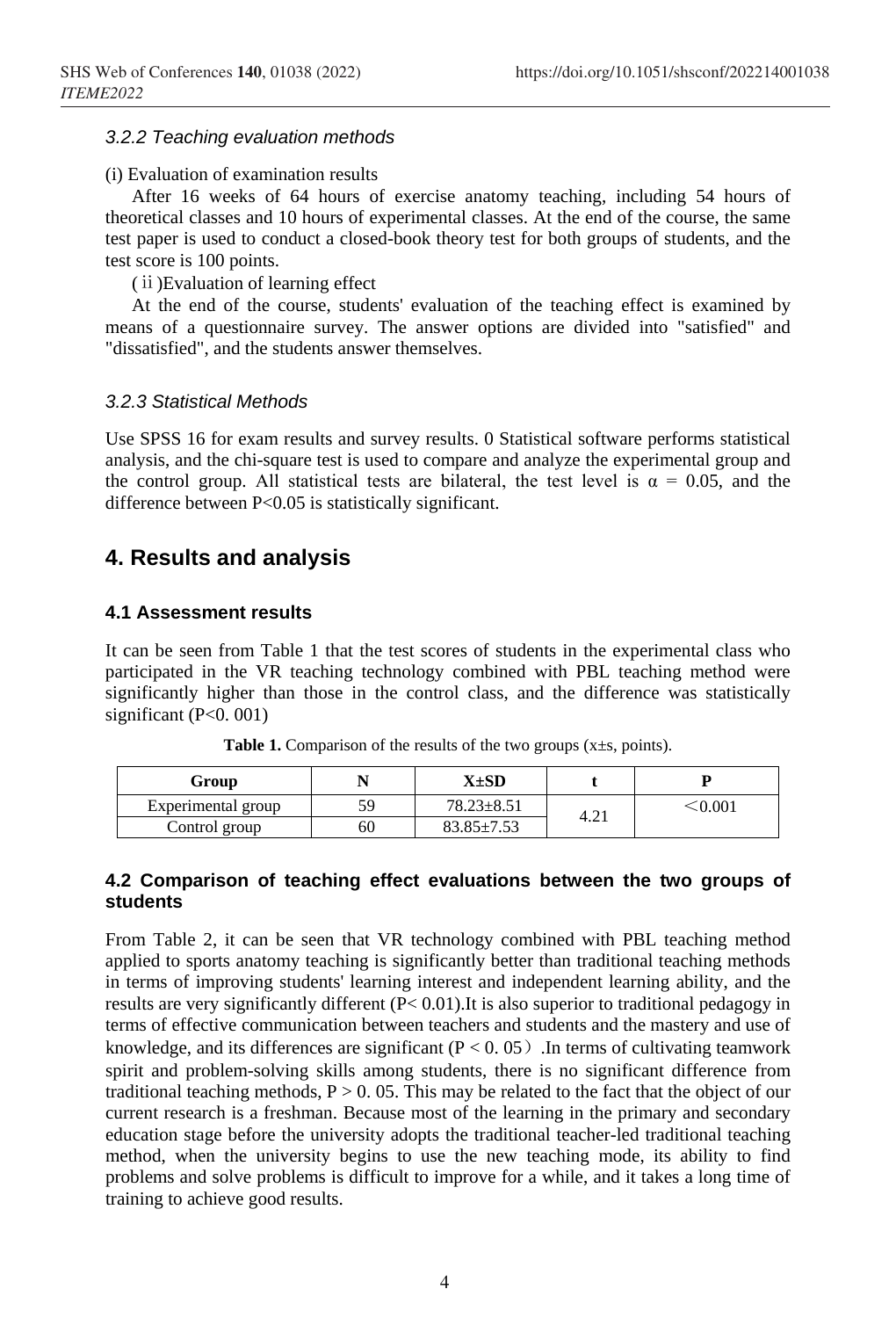### *3.2.2 Teaching evaluation methods*

(i) Evaluation of examination results

After 16 weeks of 64 hours of exercise anatomy teaching, including 54 hours of theoretical classes and 10 hours of experimental classes. At the end of the course, the same test paper is used to conduct a closed-book theory test for both groups of students, and the test score is 100 points.

(ⅱ)Evaluation of learning effect

At the end of the course, students' evaluation of the teaching effect is examined by means of a questionnaire survey. The answer options are divided into "satisfied" and "dissatisfied", and the students answer themselves.

### *3.2.3 Statistical Methods*

Use SPSS 16 for exam results and survey results. 0 Statistical software performs statistical analysis, and the chi-square test is used to compare and analyze the experimental group and the control group. All statistical tests are bilateral, the test level is $\alpha$ = 0.05, and the difference between P<0.05 is statistically significant.

## 4. Results and analysis

### 4.1 Assessment results

It can be seen from Table 1 that the test scores of students in the experimental class who participated in the VR teaching technology combined with PBL teaching method were significantly higher than those in the control class, and the difference was statistically significant (P<0. 001)

**Table 1.** Comparison of the results of the two groups (x±s, points).

| Group | N | X±SD | t | P |
|---|---|---|---|---|
| Experimental group | 59 | 78.23±8.51 | 4.21 | ＜0.001 |
| Control group | 60 | 83.85±7.53 | | |

### 4.2 Comparison of teaching effect evaluations between the two groups of students

From Table 2, it can be seen that VR technology combined with PBL teaching method applied to sports anatomy teaching is significantly better than traditional teaching methods in terms of improving students' learning interest and independent learning ability, and the results are very significantly different (P< 0.01).It is also superior to traditional pedagogy in terms of effective communication between teachers and students and the mastery and use of knowledge, and its differences are significant (P < 0. 05）.In terms of cultivating teamwork spirit and problem-solving skills among students, there is no significant difference from traditional teaching methods, P > 0. 05. This may be related to the fact that the object of our current research is a freshman. Because most of the learning in the primary and secondary education stage before the university adopts the traditional teacher-led traditional teaching method, when the university begins to use the new teaching mode, its ability to find problems and solve problems is difficult to improve for a while, and it takes a long time of training to achieve good results.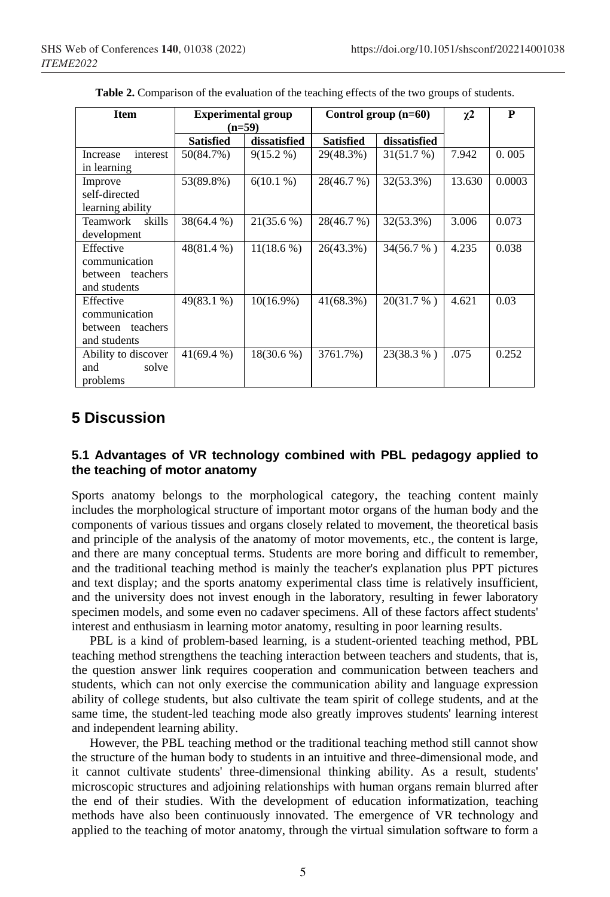**Table 2.** Comparison of the evaluation of the teaching effects of the two groups of students.

| Item | Experimental group (n=59) | | Control group (n=60) | | χ2 | P |
|---|---|---|---|---|---|---|
| | Satisfied | dissatisfied | Satisfied | dissatisfied | | |
| Increase interest in learning | 50(84.7%) | 9(15.2 %) | 29(48.3%) | 31(51.7 %) | 7.942 | 0. 005 |
| Improve self-directed learning ability | 53(89.8%) | 6(10.1 %) | 28(46.7 %) | 32(53.3%) | 13.630 | 0.0003 |
| Teamwork skills development | 38(64.4 %) | 21(35.6 %) | 28(46.7 %) | 32(53.3%) | 3.006 | 0.073 |
| Effective communication between teachers and students | 48(81.4 %) | 11(18.6 %) | 26(43.3%) | 34(56.7 % ) | 4.235 | 0.038 |
| Effective communication between teachers and students | 49(83.1 %) | 10(16.9%) | 41(68.3%) | 20(31.7 % ) | 4.621 | 0.03 |
| Ability to discover and solve problems | 41(69.4 %) | 18(30.6 %) | 3761.7%) | 23(38.3 % ) | .075 | 0.252 |

# 5 Discussion

## 5.1 Advantages of VR technology combined with PBL pedagogy applied to the teaching of motor anatomy

Sports anatomy belongs to the morphological category, the teaching content mainly includes the morphological structure of important motor organs of the human body and the components of various tissues and organs closely related to movement, the theoretical basis and principle of the analysis of the anatomy of motor movements, etc., the content is large, and there are many conceptual terms. Students are more boring and difficult to remember, and the traditional teaching method is mainly the teacher's explanation plus PPT pictures and text display; and the sports anatomy experimental class time is relatively insufficient, and the university does not invest enough in the laboratory, resulting in fewer laboratory specimen models, and some even no cadaver specimens. All of these factors affect students' interest and enthusiasm in learning motor anatomy, resulting in poor learning results.

PBL is a kind of problem-based learning, is a student-oriented teaching method, PBL teaching method strengthens the teaching interaction between teachers and students, that is, the question answer link requires cooperation and communication between teachers and students, which can not only exercise the communication ability and language expression ability of college students, but also cultivate the team spirit of college students, and at the same time, the student-led teaching mode also greatly improves students' learning interest and independent learning ability.

However, the PBL teaching method or the traditional teaching method still cannot show the structure of the human body to students in an intuitive and three-dimensional mode, and it cannot cultivate students' three-dimensional thinking ability. As a result, students' microscopic structures and adjoining relationships with human organs remain blurred after the end of their studies. With the development of education informatization, teaching methods have also been continuously innovated. The emergence of VR technology and applied to the teaching of motor anatomy, through the virtual simulation software to form a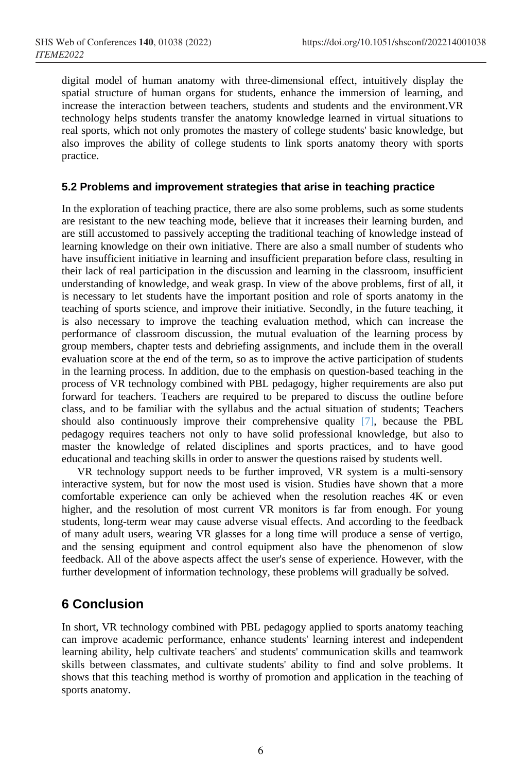digital model of human anatomy with three-dimensional effect, intuitively display the spatial structure of human organs for students, enhance the immersion of learning, and increase the interaction between teachers, students and students and the environment.VR technology helps students transfer the anatomy knowledge learned in virtual situations to real sports, which not only promotes the mastery of college students' basic knowledge, but also improves the ability of college students to link sports anatomy theory with sports practice.

### 5.2 Problems and improvement strategies that arise in teaching practice

In the exploration of teaching practice, there are also some problems, such as some students are resistant to the new teaching mode, believe that it increases their learning burden, and are still accustomed to passively accepting the traditional teaching of knowledge instead of learning knowledge on their own initiative. There are also a small number of students who have insufficient initiative in learning and insufficient preparation before class, resulting in their lack of real participation in the discussion and learning in the classroom, insufficient understanding of knowledge, and weak grasp. In view of the above problems, first of all, it is necessary to let students have the important position and role of sports anatomy in the teaching of sports science, and improve their initiative. Secondly, in the future teaching, it is also necessary to improve the teaching evaluation method, which can increase the performance of classroom discussion, the mutual evaluation of the learning process by group members, chapter tests and debriefing assignments, and include them in the overall evaluation score at the end of the term, so as to improve the active participation of students in the learning process. In addition, due to the emphasis on question-based teaching in the process of VR technology combined with PBL pedagogy, higher requirements are also put forward for teachers. Teachers are required to be prepared to discuss the outline before class, and to be familiar with the syllabus and the actual situation of students; Teachers should also continuously improve their comprehensive quality [7], because the PBL pedagogy requires teachers not only to have solid professional knowledge, but also to master the knowledge of related disciplines and sports practices, and to have good educational and teaching skills in order to answer the questions raised by students well.

VR technology support needs to be further improved, VR system is a multi-sensory interactive system, but for now the most used is vision. Studies have shown that a more comfortable experience can only be achieved when the resolution reaches 4K or even higher, and the resolution of most current VR monitors is far from enough. For young students, long-term wear may cause adverse visual effects. And according to the feedback of many adult users, wearing VR glasses for a long time will produce a sense of vertigo, and the sensing equipment and control equipment also have the phenomenon of slow feedback. All of the above aspects affect the user's sense of experience. However, with the further development of information technology, these problems will gradually be solved.

## 6 Conclusion

In short, VR technology combined with PBL pedagogy applied to sports anatomy teaching can improve academic performance, enhance students' learning interest and independent learning ability, help cultivate teachers' and students' communication skills and teamwork skills between classmates, and cultivate students' ability to find and solve problems. It shows that this teaching method is worthy of promotion and application in the teaching of sports anatomy.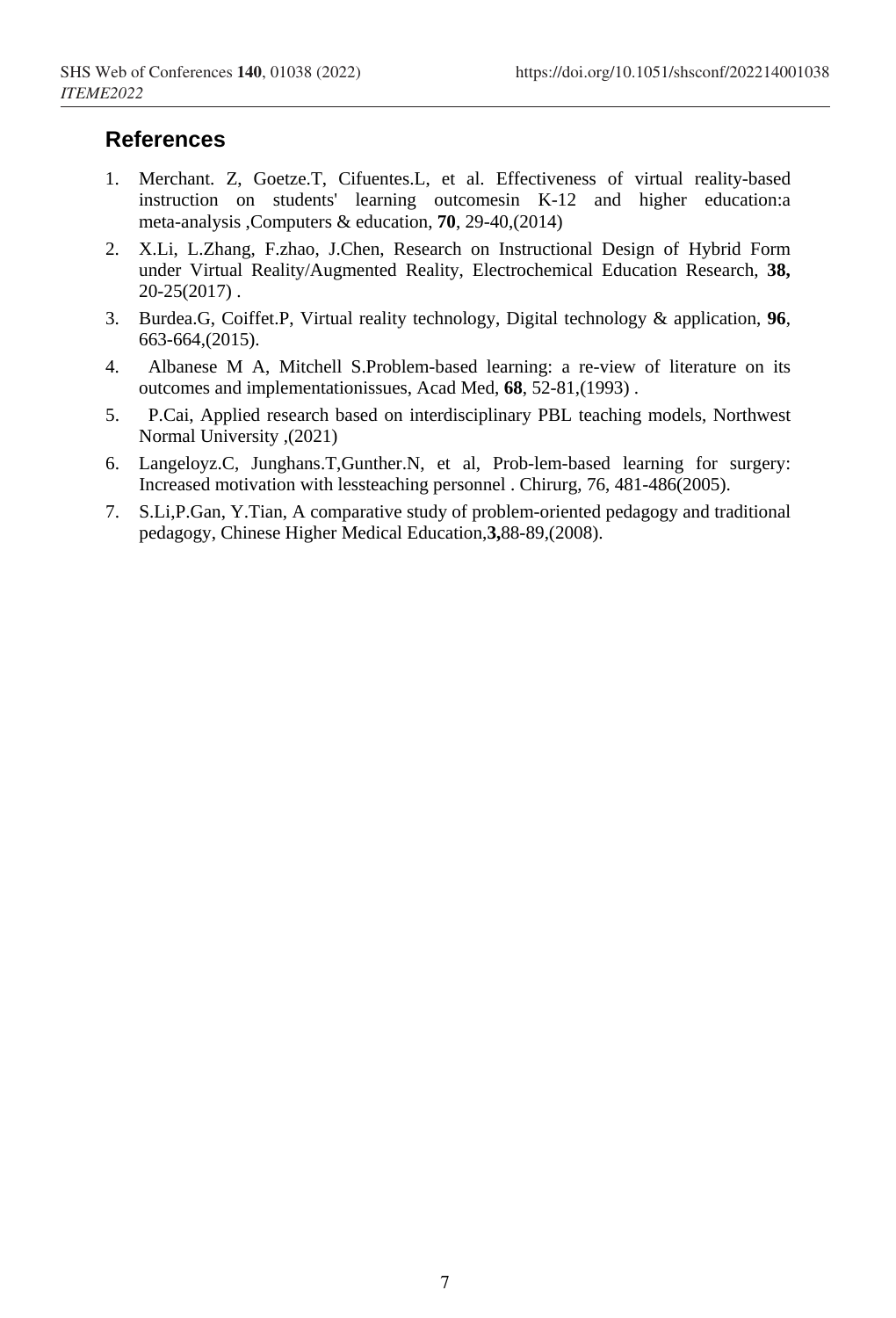## References

1. Merchant. Z, Goetze.T, Cifuentes.L, et al. Effectiveness of virtual reality-based instruction on students' learning outcomesin K-12 and higher education:a meta-analysis ,Computers & education, **70**, 29-40,(2014)
2. X.Li, L.Zhang, F.zhao, J.Chen, Research on Instructional Design of Hybrid Form under Virtual Reality/Augmented Reality, Electrochemical Education Research, **38,** 20-25(2017) .
3. Burdea.G, Coiffet.P, Virtual reality technology, Digital technology & application, **96**, 663-664,(2015).
4. Albanese M A, Mitchell S.Problem-based learning: a re-view of literature on its outcomes and implementationissues, Acad Med, **68**, 52-81,(1993) .
5. P.Cai, Applied research based on interdisciplinary PBL teaching models, Northwest Normal University ,(2021)
6. Langeloyz.C, Junghans.T,Gunther.N, et al, Prob-lem-based learning for surgery: Increased motivation with lessteaching personnel . Chirurg, 76, 481-486(2005).
7. S.Li,P.Gan, Y.Tian, A comparative study of problem-oriented pedagogy and traditional pedagogy, Chinese Higher Medical Education,**3,**88-89,(2008).